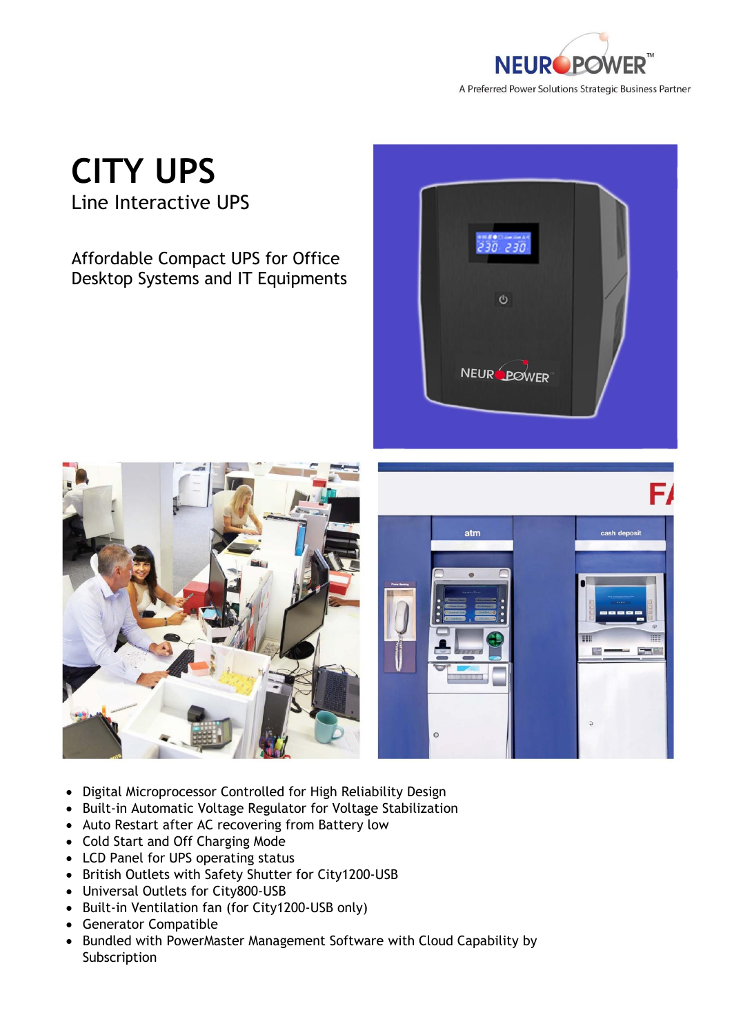NEUROPOWER™

A Preferred Power Solutions Strategic Business Partner

# CITY UPS

## Line Interactive UPS

Affordable Compact UPS for Office Desktop Systems and IT Equipments

- Digital Microprocessor Controlled for High Reliability Design
- Built-in Automatic Voltage Regulator for Voltage Stabilization
- Auto Restart after AC recovering from Battery low
- Cold Start and Off Charging Mode
- LCD Panel for UPS operating status
- British Outlets with Safety Shutter for City1200-USB
- Universal Outlets for City800-USB
- Built-in Ventilation fan (for City1200-USB only)
- Generator Compatible
- Bundled with PowerMaster Management Software with Cloud Capability by Subscription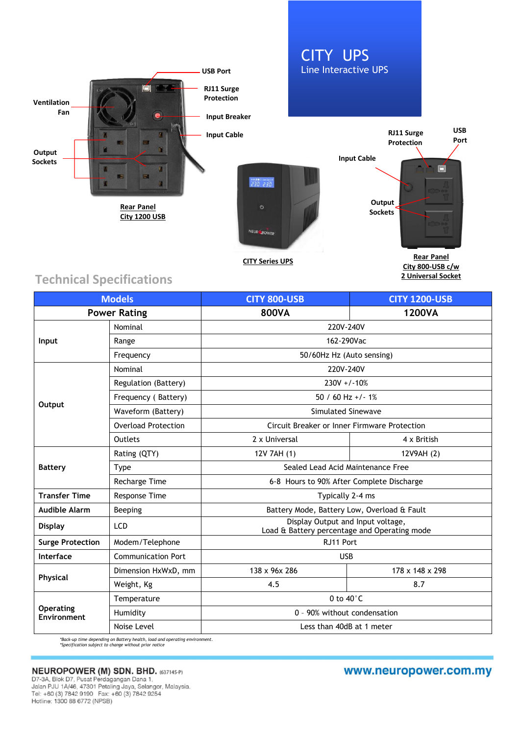# CITY UPS

Line Interactive UPS

Ventilation Fan

Output Sockets

USB Port

RJ11 Surge Protection

Input Breaker

Input Cable

Rear Panel
City 1200 USB

CITY Series UPS

RJ11 Surge Protection

USB Port

Input Cable

Output Sockets

Rear Panel
City 800-USB c/w
2 Universal Socket

## Technical Specifications

| Models | | CITY 800-USB | CITY 1200-USB |
|---|---|---|---|
| Power Rating | | 800VA | 1200VA |
| Input | Nominal | 220V-240V | |
| | Range | 162-290Vac | |
| | Frequency | 50/60Hz Hz (Auto sensing) | |
| Output | Nominal | 220V-240V | |
| | Regulation (Battery) | 230V +/-10% | |
| | Frequency ( Battery) | 50 / 60 Hz +/- 1% | |
| | Waveform (Battery) | Simulated Sinewave | |
| | Overload Protection | Circuit Breaker or Inner Firmware Protection | |
| | Outlets | 2 x Universal | 4 x British |
| Battery | Rating (QTY) | 12V 7AH (1) | 12V9AH (2) |
| | Type | Sealed Lead Acid Maintenance Free | |
| | Recharge Time | 6-8 Hours to 90% After Complete Discharge | |
| Transfer Time | Response Time | Typically 2-4 ms | |
| Audible Alarm | Beeping | Battery Mode, Battery Low, Overload & Fault | |
| Display | LCD | Display Output and Input voltage, Load & Battery percentage and Operating mode | |
| Surge Protection | Modem/Telephone | RJ11 Port | |
| Interface | Communication Port | USB | |
| Physical | Dimension HxWxD, mm | 138 x 96x 286 | 178 x 148 x 298 |
| | Weight, Kg | 4.5 | 8.7 |
| Operating Environment | Temperature | 0 to 40°C | |
| | Humidity | 0 - 90% without condensation | |
| | Noise Level | Less than 40dB at 1 meter | |

*Back-up time depending on Battery health, load and operating environment.
*Specification subject to change without prior notice

**NEUROPOWER (M) SDN. BHD.** (637145-P)
D7-3A, Blok D7, Pusat Perdagangan Dana 1,
Jalan PJU 1A/46, 47301 Petaling Jaya, Selangor, Malaysia.
Tel: +60 (3) 7842 9190 Fax: +60 (3) 7842 9254
Hotline: 1300 88 6772 (NPSB)

www.neuropower.com.my